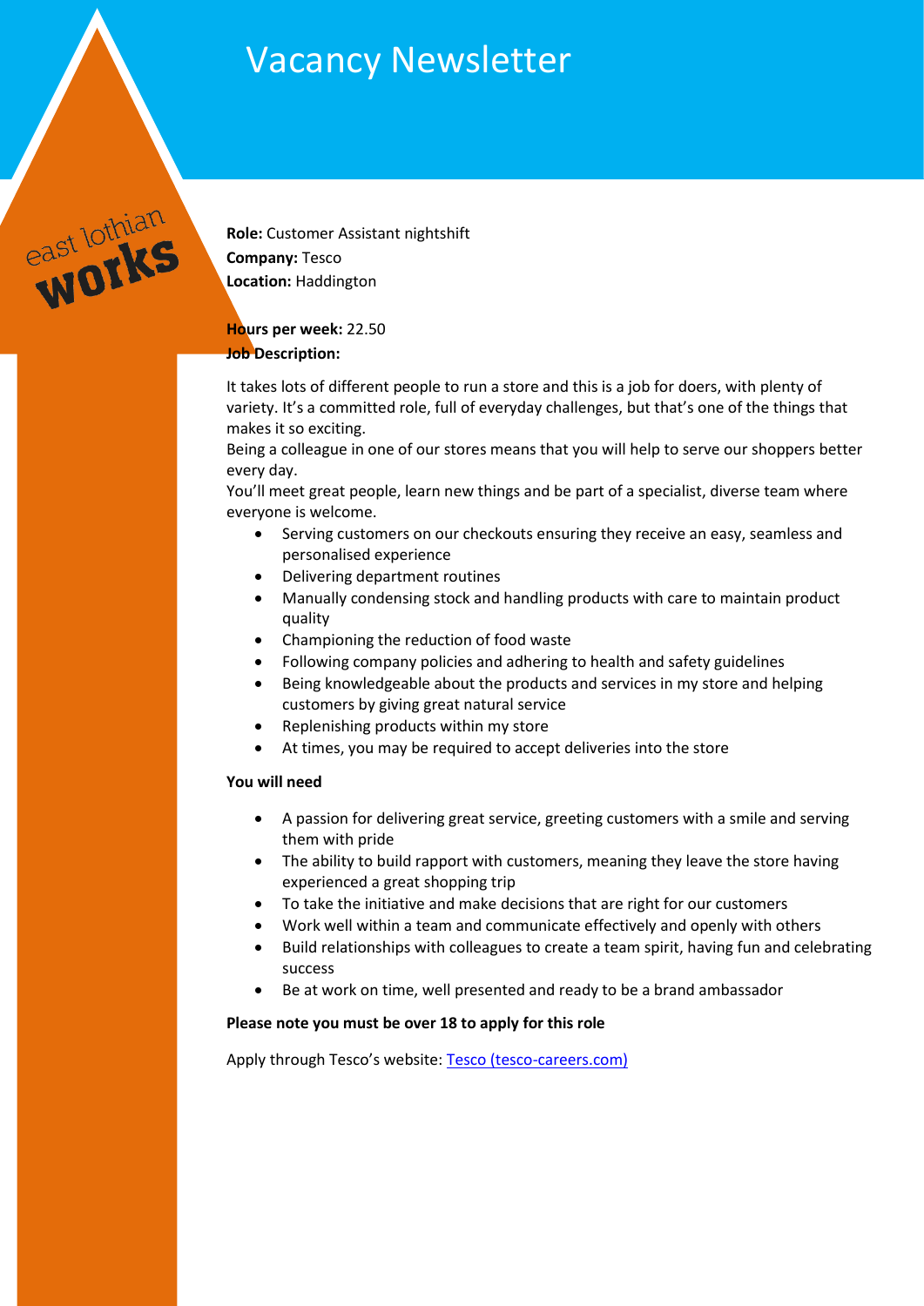# Vacancy Newsletter

**Role:** Customer Assistant nightshift
**Company:** Tesco
**Location:** Haddington

**Hours per week:** 22.50
**Job Description:**

It takes lots of different people to run a store and this is a job for doers, with plenty of variety. It's a committed role, full of everyday challenges, but that's one of the things that makes it so exciting.
Being a colleague in one of our stores means that you will help to serve our shoppers better every day.
You'll meet great people, learn new things and be part of a specialist, diverse team where everyone is welcome.

- Serving customers on our checkouts ensuring they receive an easy, seamless and personalised experience
- Delivering department routines
- Manually condensing stock and handling products with care to maintain product quality
- Championing the reduction of food waste
- Following company policies and adhering to health and safety guidelines
- Being knowledgeable about the products and services in my store and helping customers by giving great natural service
- Replenishing products within my store
- At times, you may be required to accept deliveries into the store

**You will need**

- A passion for delivering great service, greeting customers with a smile and serving them with pride
- The ability to build rapport with customers, meaning they leave the store having experienced a great shopping trip
- To take the initiative and make decisions that are right for our customers
- Work well within a team and communicate effectively and openly with others
- Build relationships with colleagues to create a team spirit, having fun and celebrating success
- Be at work on time, well presented and ready to be a brand ambassador

**Please note you must be over 18 to apply for this role**

Apply through Tesco's website: [Tesco (tesco-careers.com)](tesco-careers.com)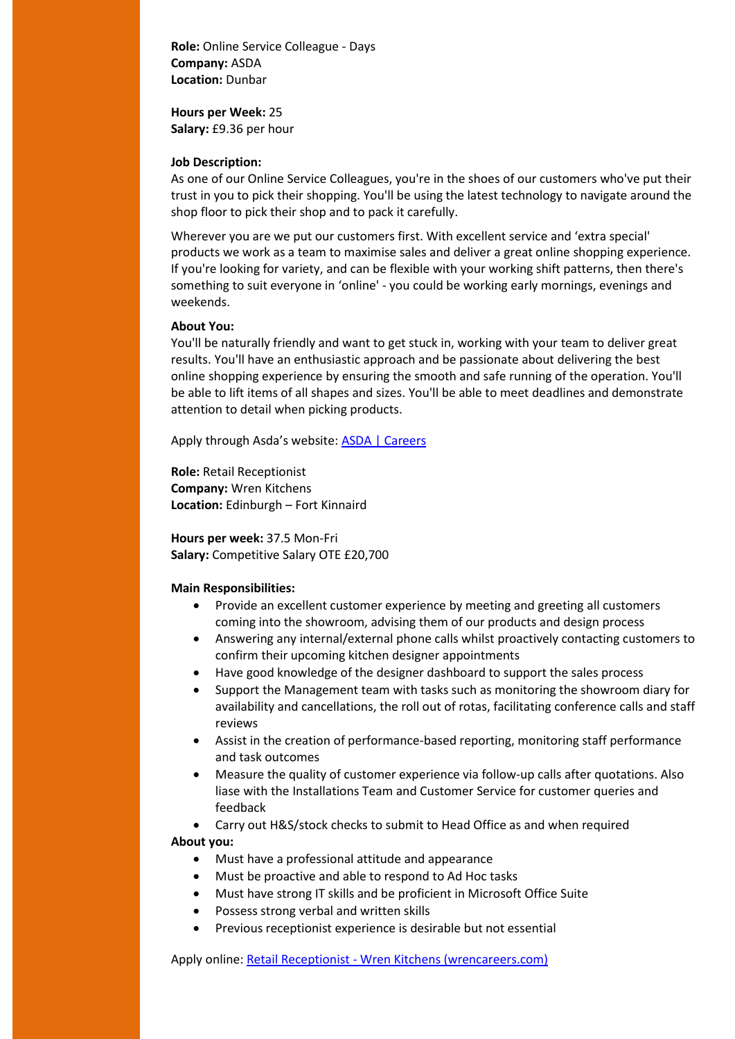**Role:** Online Service Colleague - Days
**Company:** ASDA
**Location:** Dunbar

**Hours per Week:** 25
**Salary:** £9.36 per hour

**Job Description:**
As one of our Online Service Colleagues, you're in the shoes of our customers who've put their trust in you to pick their shopping. You'll be using the latest technology to navigate around the shop floor to pick their shop and to pack it carefully.

Wherever you are we put our customers first. With excellent service and 'extra special' products we work as a team to maximise sales and deliver a great online shopping experience. If you're looking for variety, and can be flexible with your working shift patterns, then there's something to suit everyone in 'online' - you could be working early mornings, evenings and weekends.

**About You:**
You'll be naturally friendly and want to get stuck in, working with your team to deliver great results. You'll have an enthusiastic approach and be passionate about delivering the best online shopping experience by ensuring the smooth and safe running of the operation. You'll be able to lift items of all shapes and sizes. You'll be able to meet deadlines and demonstrate attention to detail when picking products.

Apply through Asda's website: ASDA | Careers

**Role:** Retail Receptionist
**Company:** Wren Kitchens
**Location:** Edinburgh – Fort Kinnaird

**Hours per week:** 37.5 Mon-Fri
**Salary:** Competitive Salary OTE £20,700

**Main Responsibilities:**

- Provide an excellent customer experience by meeting and greeting all customers coming into the showroom, advising them of our products and design process
- Answering any internal/external phone calls whilst proactively contacting customers to confirm their upcoming kitchen designer appointments
- Have good knowledge of the designer dashboard to support the sales process
- Support the Management team with tasks such as monitoring the showroom diary for availability and cancellations, the roll out of rotas, facilitating conference calls and staff reviews
- Assist in the creation of performance-based reporting, monitoring staff performance and task outcomes
- Measure the quality of customer experience via follow-up calls after quotations. Also liase with the Installations Team and Customer Service for customer queries and feedback
- Carry out H&S/stock checks to submit to Head Office as and when required

**About you:**

- Must have a professional attitude and appearance
- Must be proactive and able to respond to Ad Hoc tasks
- Must have strong IT skills and be proficient in Microsoft Office Suite
- Possess strong verbal and written skills
- Previous receptionist experience is desirable but not essential

Apply online: Retail Receptionist - Wren Kitchens (wrencareers.com)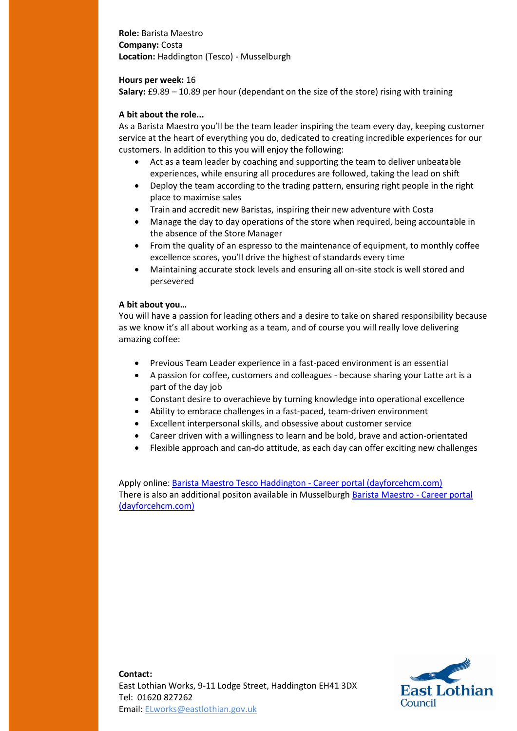**Role:** Barista Maestro
**Company:** Costa
**Location:** Haddington (Tesco) - Musselburgh

**Hours per week:** 16
**Salary:** £9.89 – 10.89 per hour (dependant on the size of the store) rising with training

**A bit about the role...**

As a Barista Maestro you'll be the team leader inspiring the team every day, keeping customer service at the heart of everything you do, dedicated to creating incredible experiences for our customers. In addition to this you will enjoy the following:

- Act as a team leader by coaching and supporting the team to deliver unbeatable experiences, while ensuring all procedures are followed, taking the lead on shift
- Deploy the team according to the trading pattern, ensuring right people in the right place to maximise sales
- Train and accredit new Baristas, inspiring their new adventure with Costa
- Manage the day to day operations of the store when required, being accountable in the absence of the Store Manager
- From the quality of an espresso to the maintenance of equipment, to monthly coffee excellence scores, you'll drive the highest of standards every time
- Maintaining accurate stock levels and ensuring all on-site stock is well stored and persevered

**A bit about you…**

You will have a passion for leading others and a desire to take on shared responsibility because as we know it's all about working as a team, and of course you will really love delivering amazing coffee:

- Previous Team Leader experience in a fast-paced environment is an essential
- A passion for coffee, customers and colleagues - because sharing your Latte art is a part of the day job
- Constant desire to overachieve by turning knowledge into operational excellence
- Ability to embrace challenges in a fast-paced, team-driven environment
- Excellent interpersonal skills, and obsessive about customer service
- Career driven with a willingness to learn and be bold, brave and action-orientated
- Flexible approach and can-do attitude, as each day can offer exciting new challenges

Apply online: [Barista Maestro Tesco Haddington - Career portal (dayforcehcm.com)]
There is also an additional positon available in Musselburgh [Barista Maestro - Career portal (dayforcehcm.com)]

**Contact:**
East Lothian Works, 9-11 Lodge Street, Haddington EH41 3DX
Tel: 01620 827262
Email: ELworks@eastlothian.gov.uk

East Lothian Council